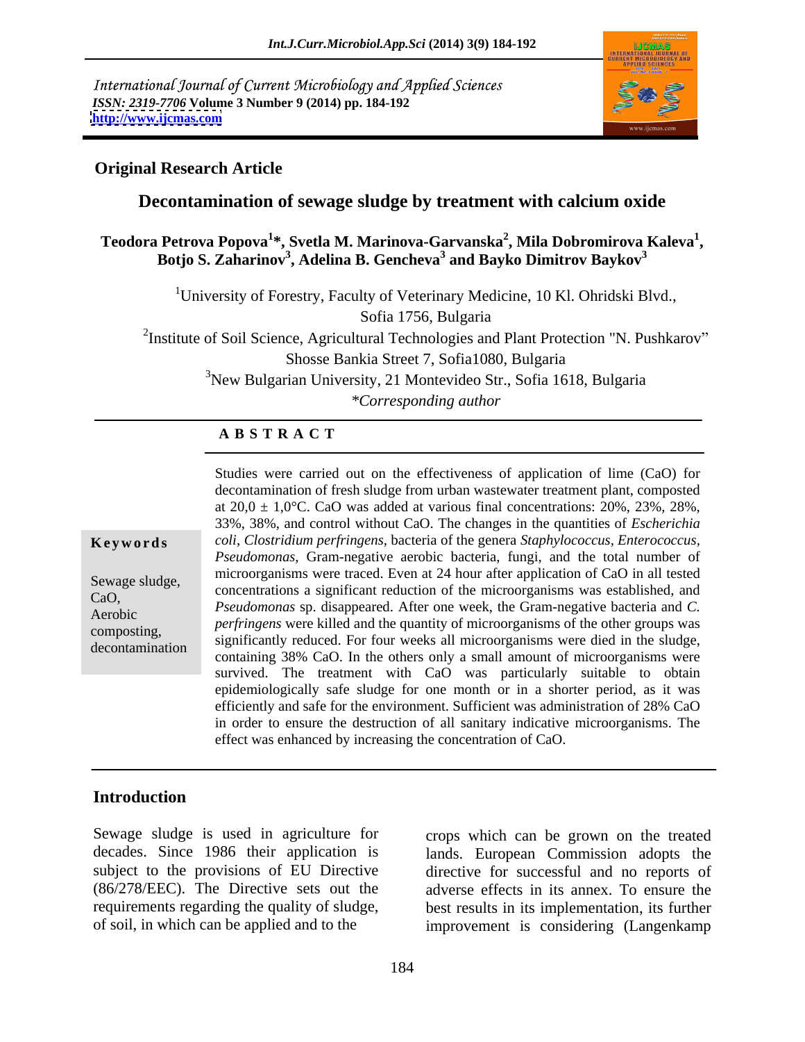International Journal of Current Microbiology and Applied Sciences
*ISSN: 2319-7706* **Volume 3 Number 9 (2014) pp. 184-192**
**http://www.ijcmas.com**

**Original Research Article**

# Decontamination of sewage sludge by treatment with calcium oxide

**Teodora Petrova Popova[1]*, Svetla M. Marinova-Garvanska[2], Mila Dobromirova Kaleva[1], Botjo S. Zaharinov[3], Adelina B. Gencheva[3] and Bayko Dimitrov Baykov[3]**

[1]University of Forestry, Faculty of Veterinary Medicine, 10 Kl. Ohridski Blvd., Sofia 1756, Bulgaria

[2]Institute of Soil Science, Agricultural Technologies and Plant Protection "N. Pushkarov" Shosse Bankia Street 7, Sofia1080, Bulgaria

[3]New Bulgarian University, 21 Montevideo Str., Sofia 1618, Bulgaria

*\*Corresponding author*

**A B S T R A C T**

**Keywords**

Sewage sludge, CaO, Aerobic composting, decontamination

Studies were carried out on the effectiveness of application of lime (CaO) for decontamination of fresh sludge from urban wastewater treatment plant, composted at 20,0 ± 1,0°C. CaO was added at various final concentrations: 20%, 23%, 28%, 33%, 38%, and control without CaO. The changes in the quantities of *Escherichia coli*, *Clostridium perfringens*, bacteria of the genera *Staphylococcus*, *Enterococcus*, *Pseudomonas*, Gram-negative aerobic bacteria, fungi, and the total number of microorganisms were traced. Even at 24 hour after application of CaO in all tested concentrations a significant reduction of the microorganisms was established, and *Pseudomonas* sp. disappeared. After one week, the Gram-negative bacteria and *C. perfringens* were killed and the quantity of microorganisms of the other groups was significantly reduced. For four weeks all microorganisms were died in the sludge, containing 38% CaO. In the others only a small amount of microorganisms were survived. The treatment with CaO was particularly suitable to obtain epidemiologically safe sludge for one month or in a shorter period, as it was efficiently and safe for the environment. Sufficient was administration of 28% CaO in order to ensure the destruction of all sanitary indicative microorganisms. The effect was enhanced by increasing the concentration of CaO.

## Introduction

Sewage sludge is used in agriculture for decades. Since 1986 their application is subject to the provisions of EU Directive (86/278/EEC). The Directive sets out the requirements regarding the quality of sludge, of soil, in which can be applied and to the crops which can be grown on the treated lands. European Commission adopts the directive for successful and no reports of adverse effects in its annex. To ensure the best results in its implementation, its further improvement is considering (Langenkamp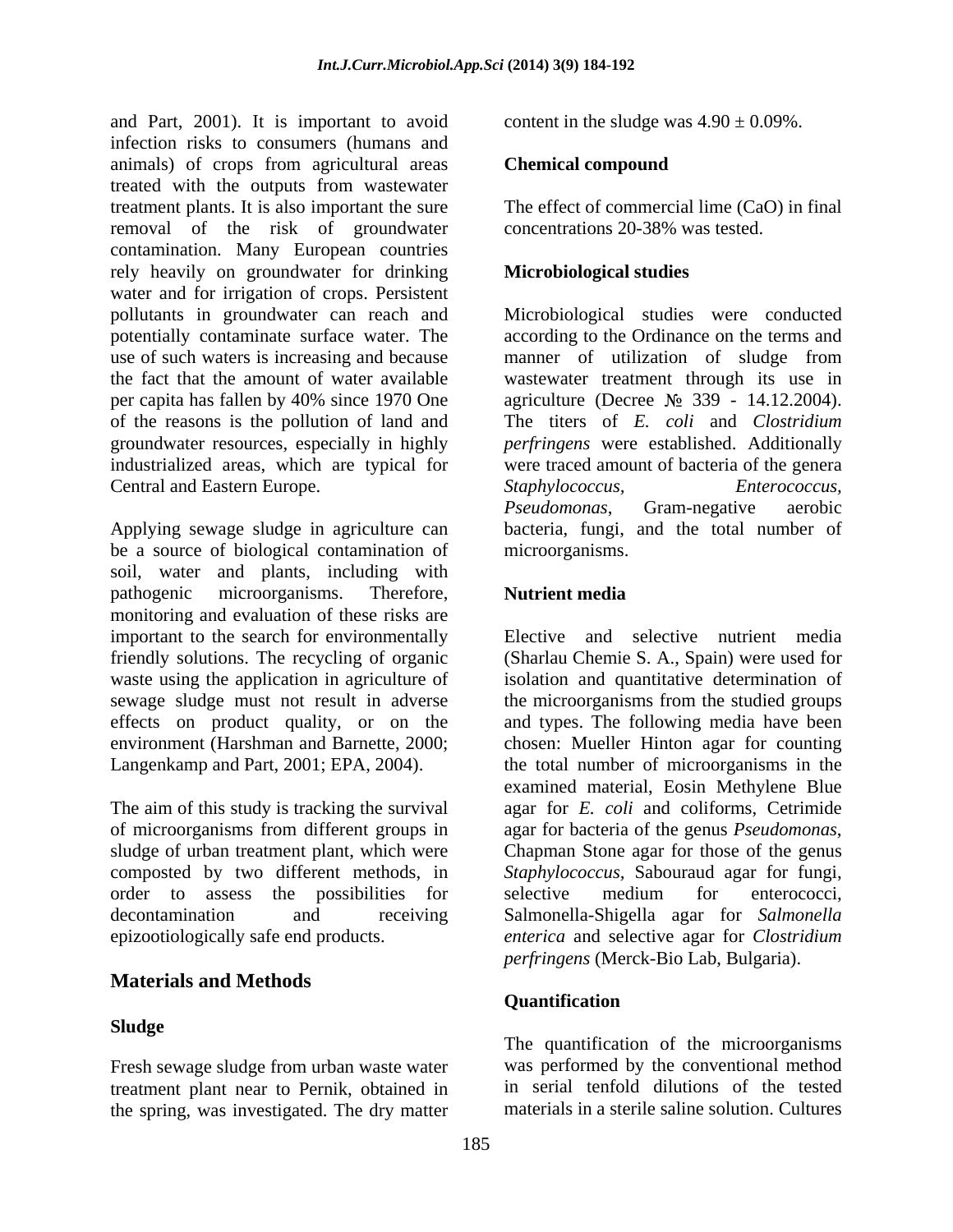and Part, 2001). It is important to avoid infection risks to consumers (humans and animals) of crops from agricultural areas treated with the outputs from wastewater treatment plants. It is also important the sure removal of the risk of groundwater contamination. Many European countries rely heavily on groundwater for drinking water and for irrigation of crops. Persistent pollutants in groundwater can reach and potentially contaminate surface water. The use of such waters is increasing and because the fact that the amount of water available per capita has fallen by 40% since 1970 One of the reasons is the pollution of land and groundwater resources, especially in highly industrialized areas, which are typical for Central and Eastern Europe.

Applying sewage sludge in agriculture can be a source of biological contamination of soil, water and plants, including with pathogenic microorganisms. Therefore, monitoring and evaluation of these risks are important to the search for environmentally friendly solutions. The recycling of organic waste using the application in agriculture of sewage sludge must not result in adverse effects on product quality, or on the environment (Harshman and Barnette, 2000; Langenkamp and Part, 2001; EPA, 2004).

The aim of this study is tracking the survival of microorganisms from different groups in sludge of urban treatment plant, which were composted by two different methods, in order to assess the possibilities for decontamination and receiving epizootiologically safe end products.

## Materials and Methods

### Sludge

Fresh sewage sludge from urban waste water treatment plant near to Pernik, obtained in the spring, was investigated. The dry matter content in the sludge was $4.90 \pm 0.09\%$.

### Chemical compound

The effect of commercial lime (CaO) in final concentrations 20-38% was tested.

### Microbiological studies

Microbiological studies were conducted according to the Ordinance on the terms and manner of utilization of sludge from wastewater treatment through its use in agriculture (Decree № 339 - 14.12.2004). The titers of *E. coli* and *Clostridium perfringens* were established. Additionally were traced amount of bacteria of the genera *Staphylococcus*, *Enterococcus*, *Pseudomonas*, Gram-negative aerobic bacteria, fungi, and the total number of microorganisms.

### Nutrient media

Elective and selective nutrient media (Sharlau Chemie S. A., Spain) were used for isolation and quantitative determination of the microorganisms from the studied groups and types. The following media have been chosen: Mueller Hinton agar for counting the total number of microorganisms in the examined material, Eosin Methylene Blue agar for *E. coli* and coliforms, Cetrimide agar for bacteria of the genus *Pseudomonas*, Chapman Stone agar for those of the genus *Staphylococcus*, Sabouraud agar for fungi, selective medium for enterococci, Salmonella-Shigella agar for *Salmonella enterica* and selective agar for *Clostridium perfringens* (Merck-Bio Lab, Bulgaria).

### Quantification

The quantification of the microorganisms was performed by the conventional method in serial tenfold dilutions of the tested materials in a sterile saline solution. Cultures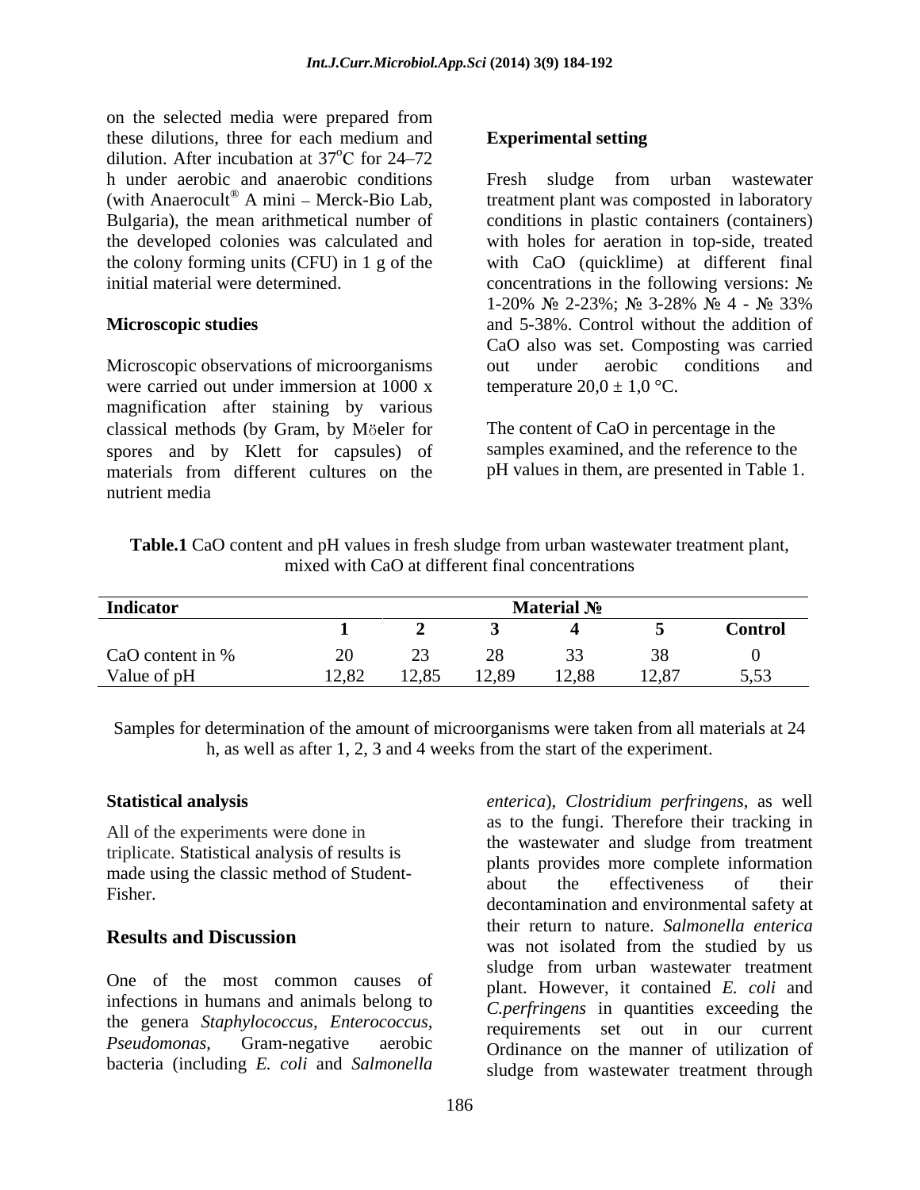on the selected media were prepared from these dilutions, three for each medium and dilution. After incubation at 37°C for 24–72 h under aerobic and anaerobic conditions (with Anaerocult® A mini – Merck-Bio Lab, Bulgaria), the mean arithmetical number of the developed colonies was calculated and the colony forming units (CFU) in 1 g of the initial material were determined.

**Microscopic studies**

Microscopic observations of microorganisms were carried out under immersion at 1000 x magnification after staining by various classical methods (by Gram, by Möeler for spores and by Klett for capsules) of materials from different cultures on the nutrient media

**Experimental setting**

Fresh sludge from urban wastewater treatment plant was composted in laboratory conditions in plastic containers (containers) with holes for aeration in top-side, treated with CaO (quicklime) at different final concentrations in the following versions: № 1-20% № 2-23%; № 3-28% № 4 - № 33% and 5-38%. Control without the addition of CaO also was set. Composting was carried out under aerobic conditions and temperature 20,0 ± 1,0 °C.

The content of CaO in percentage in the samples examined, and the reference to the pH values in them, are presented in Table 1.

**Table.1** CaO content and pH values in fresh sludge from urban wastewater treatment plant, mixed with CaO at different final concentrations

| Indicator | Material № | | | | | |
|---|---|---|---|---|---|---|
| | 1 | 2 | 3 | 4 | 5 | Control |
| CaO content in % | 20 | 23 | 28 | 33 | 38 | 0 |
| Value of pH | 12,82 | 12,85 | 12,89 | 12,88 | 12,87 | 5,53 |

Samples for determination of the amount of microorganisms were taken from all materials at 24 h, as well as after 1, 2, 3 and 4 weeks from the start of the experiment.

**Statistical analysis**

All of the experiments were done in triplicate. Statistical analysis of results is made using the classic method of Student-Fisher.

## Results and Discussion

One of the most common causes of infections in humans and animals belong to the genera *Staphylococcus*, *Enterococcus*, *Pseudomonas*, Gram-negative aerobic bacteria (including *E. coli* and *Salmonella enterica*), *Clostridium perfringens*, as well as to the fungi. Therefore their tracking in the wastewater and sludge from treatment plants provides more complete information about the effectiveness of their decontamination and environmental safety at their return to nature. *Salmonella enterica* was not isolated from the studied by us sludge from urban wastewater treatment plant. However, it contained *E. coli* and *C.perfringens* in quantities exceeding the requirements set out in our current Ordinance on the manner of utilization of sludge from wastewater treatment through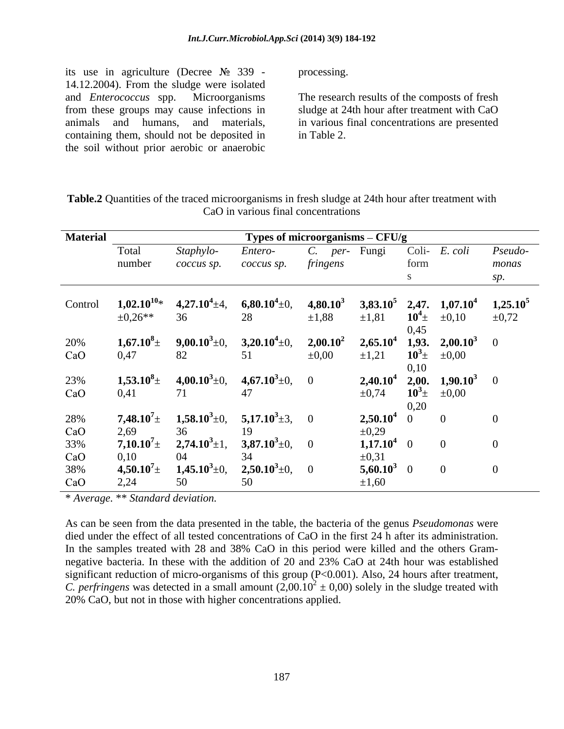its use in agriculture (Decree № 339 - 14.12.2004). From the sludge were isolated and *Enterococcus* spp. Microorganisms from these groups may cause infections in animals and humans, and materials, containing them, should not be deposited in the soil without prior aerobic or anaerobic processing.

The research results of the composts of fresh sludge at 24th hour after treatment with CaO in various final concentrations are presented in Table 2.

**Table.2** Quantities of the traced microorganisms in fresh sludge at 24th hour after treatment with CaO in various final concentrations

| **Material** | **Types of microorganisms – CFU/g** | | | | | | | |
|---|---|---|---|---|---|---|---|---|
| | Total number | *Staphylococcus sp.* | *Enterococcus sp.* | *C. perfringens* | Fungi | Coliforms | *E. coli* | *Pseudomonas sp.* |
| Control | **$1,02.10^{10}$**\* ±0,26\*\* | **$4,27.10^{4}$**±4,36 | **$6,80.10^{4}$**±0,28 | **$4,80.10^{3}$** ±1,88 | **$3,83.10^{5}$** ±1,81 | **$2,47.10^{4}$**± 0,45 | **$1,07.10^{4}$** ±0,10 | **$1,25.10^{5}$** ±0,72 |
| 20% CaO | **$1,67.10^{8}$**± 0,47 | **$9,00.10^{3}$**±0,82 | **$3,20.10^{4}$**±0,51 | **$2,00.10^{2}$** ±0,00 | **$2,65.10^{4}$** ±1,21 | **$1,93.10^{3}$**± 0,10 | **$2,00.10^{3}$** ±0,00 | 0 |
| 23% CaO | **$1,53.10^{8}$**± 0,41 | **$4,00.10^{3}$**±0,71 | **$4,67.10^{3}$**±0,47 | 0 | **$2,40.10^{4}$** ±0,74 | **$2,00.10^{3}$**± 0,20 | **$1,90.10^{3}$** ±0,00 | 0 |
| 28% CaO | **$7,48.10^{7}$**± 2,69 | **$1,58.10^{3}$**±0,36 | **$5,17.10^{3}$**±3,19 | 0 | **$2,50.10^{4}$** ±0,29 | 0 | 0 | 0 |
| 33% CaO | **$7,10.10^{7}$**± 0,10 | **$2,74.10^{3}$**±1,04 | **$3,87.10^{3}$**±0,34 | 0 | **$1,17.10^{4}$** ±0,31 | 0 | 0 | 0 |
| 38% CaO | **$4,50.10^{7}$**± 2,24 | **$1,45.10^{3}$**±0,50 | **$2,50.10^{3}$**±0,50 | 0 | **$5,60.10^{3}$** ±1,60 | 0 | 0 | 0 |

*\* Average. \*\* Standard deviation.*

As can be seen from the data presented in the table, the bacteria of the genus *Pseudomonas* were died under the effect of all tested concentrations of CaO in the first 24 h after its administration. In the samples treated with 28 and 38% CaO in this period were killed and the others Gram-negative bacteria. In these with the addition of 20 and 23% CaO at 24th hour was established significant reduction of micro-organisms of this group ($P<0.001$). Also, 24 hours after treatment, *C. perfringens* was detected in a small amount ($2,00.10^{2} \pm 0,00$) solely in the sludge treated with 20% CaO, but not in those with higher concentrations applied.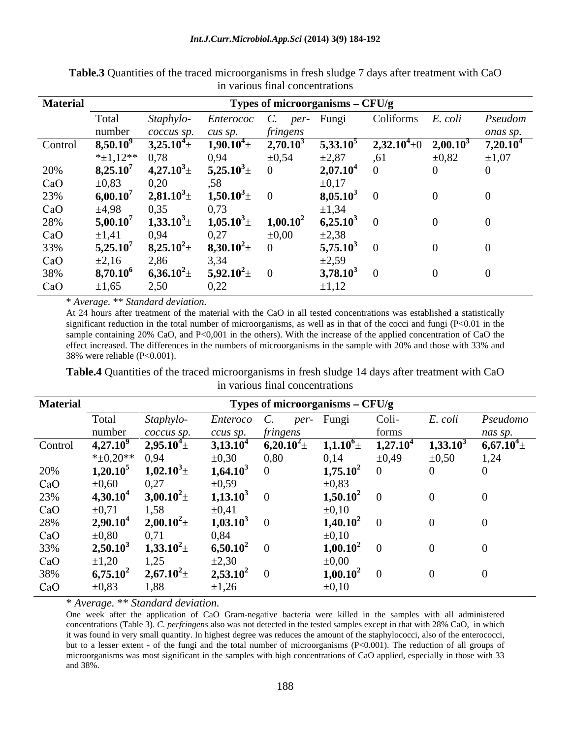**Table.3** Quantities of the traced microorganisms in fresh sludge 7 days after treatment with CaO in various final concentrations

| Material | Types of microorganisms – CFU/g | | | | | | | |
|---|---|---|---|---|---|---|---|---|
| | Total number | *Staphylococcus sp.* | *Enterococcus sp.* | *C. perfringens* | Fungi | Coliforms | *E. coli* | *Pseudomonas sp.* |
| Control | **$8,50.10^9$** *±1,12** | **$3,25.10^4$**± 0,78 | **$1,90.10^4$**± 0,94 | **$2,70.10^3$** ±0,54 | **$5,33.10^5$** ±2,87 | **$2,32.10^4$**±0,61 | **$2,00.10^3$** ±0,82 | **$7,20.10^4$** ±1,07 |
| 20% CaO | **$8,25.10^7$** ±0,83 | **$4,27.10^3$**± 0,20 | **$5,25.10^3$**± ,58 | 0 | **$2,07.10^4$** ±0,17 | 0 | 0 | 0 |
| 23% CaO | **$6,00.10^7$** ±4,98 | **$2,81.10^3$**± 0,35 | **$1,50.10^3$**± 0,73 | 0 | **$8,05.10^3$** ±1,34 | 0 | 0 | 0 |
| 28% CaO | **$5,00.10^7$** ±1,41 | **$1,33.10^3$**± 0,94 | **$1,05.10^3$**± 0,27 | **$1,00.10^2$** ±0,00 | **$6,25.10^3$** ±2,38 | 0 | 0 | 0 |
| 33% CaO | **$5,25.10^7$** ±2,16 | **$8,25.10^2$**± 2,86 | **$8,30.10^2$**± 3,34 | 0 | **$5,75.10^3$** ±2,59 | 0 | 0 | 0 |
| 38% CaO | **$8,70.10^6$** ±1,65 | **$6,36.10^2$**± 2,50 | **$5,92.10^2$**± 0,22 | 0 | **$3,78.10^3$** ±1,12 | 0 | 0 | 0 |

*\* Average. \*\* Standard deviation.*

At 24 hours after treatment of the material with the CaO in all tested concentrations was established a statistically significant reduction in the total number of microorganisms, as well as in that of the cocci and fungi ($P<0.01$ in the sample containing 20% CaO, and $P<0,001$ in the others). With the increase of the applied concentration of CaO the effect increased. The differences in the numbers of microorganisms in the sample with 20% and those with 33% and 38% were reliable ($P<0.001$).

**Table.4** Quantities of the traced microorganisms in fresh sludge 14 days after treatment with CaO in various final concentrations

| Material | Types of microorganisms – CFU/g | | | | | | | |
|---|---|---|---|---|---|---|---|---|
| | Total number | *Staphylococcus sp.* | *Enterococcus sp.* | *C. perfringens* | Fungi | Coliforms | *E. coli* | *Pseudomonas sp.* |
| Control | **$4,27.10^9$** *±0,20** | **$2,95.10^4$**± 0,94 | **$3,13.10^4$** ±0,30 | **$6,20.10^2$**± 0,80 | **$1,1.10^6$**± 0,14 | **$1,27.10^4$** ±0,49 | **$1,33.10^3$** ±0,50 | **$6,67.10^4$**± 1,24 |
| 20% CaO | **$1,20.10^5$** ±0,60 | **$1,02.10^3$**± 0,27 | **$1,64.10^3$** ±0,59 | 0 | **$1,75.10^2$** ±0,83 | 0 | 0 | 0 |
| 23% CaO | **$4,30.10^4$** ±0,71 | **$3,00.10^2$**± 1,58 | **$1,13.10^3$** ±0,41 | 0 | **$1,50.10^2$** ±0,10 | 0 | 0 | 0 |
| 28% CaO | **$2,90.10^4$** ±0,80 | **$2,00.10^2$**± 0,71 | **$1,03.10^3$** 0,84 | 0 | **$1,40.10^2$** ±0,10 | 0 | 0 | 0 |
| 33% CaO | **$2,50.10^3$** ±1,20 | **$1,33.10^2$**± 1,25 | **$6,50.10^2$** ±2,30 | 0 | **$1,00.10^2$** ±0,00 | 0 | 0 | 0 |
| 38% CaO | **$6,75.10^2$** ±0,83 | **$2,67.10^2$**± 1,88 | **$2,53.10^2$** ±1,26 | 0 | **$1,00.10^2$** ±0,10 | 0 | 0 | 0 |

*\* Average. \*\* Standard deviation.*

One week after the application of CaO Gram-negative bacteria were killed in the samples with all administered concentrations (Table 3). *C. perfringens* also was not detected in the tested samples except in that with 28% CaO, in which it was found in very small quantity. In highest degree was reduces the amount of the staphylococci, also of the enterococci, but to a lesser extent - of the fungi and the total number of microorganisms ($P<0.001$). The reduction of all groups of microorganisms was most significant in the samples with high concentrations of CaO applied, especially in those with 33 and 38%.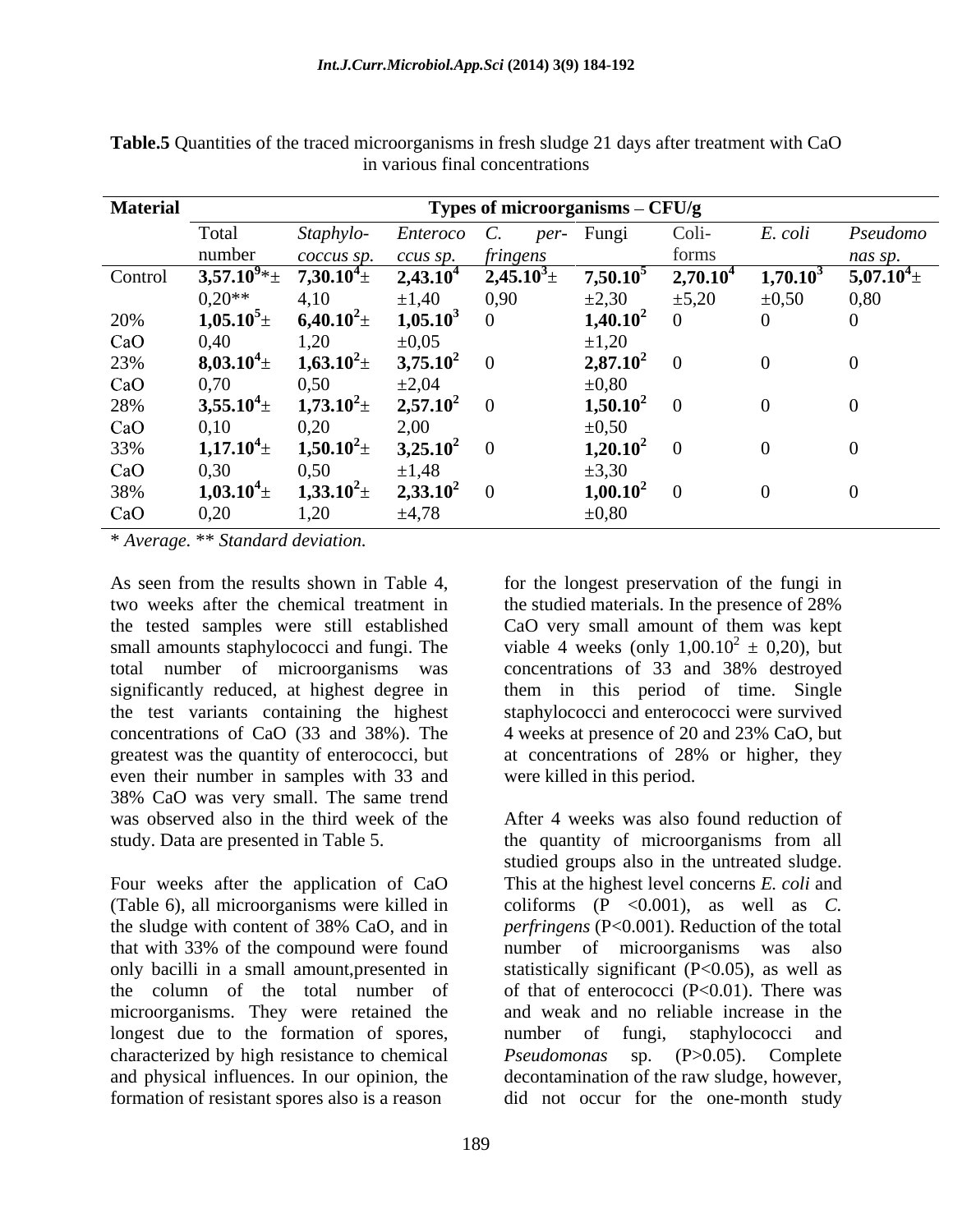**Table.5** Quantities of the traced microorganisms in fresh sludge 21 days after treatment with CaO in various final concentrations

| Material | Types of microorganisms – CFU/g | | | | | | | |
|---|---|---|---|---|---|---|---|---|
| | Total number | *Staphylococcus sp.* | *Enterococcus sp.* | *C. perfringens* | Fungi | Coliforms | *E. coli* | *Pseudomonas sp.* |
| Control | **$3{,}57.10^9$**\*± 0,20\*\* | **$7{,}30.10^4$**± 4,10 | **$2{,}43.10^4$** ±1,40 | **$2{,}45.10^3$**± 0,90 | **$7{,}50.10^5$** ±2,30 | **$2{,}70.10^4$** ±5,20 | **$1{,}70.10^3$** ±0,50 | **$5{,}07.10^4$**± 0,80 |
| 20% CaO | **$1{,}05.10^5$**± 0,40 | **$6{,}40.10^2$**± 1,20 | **$1{,}05.10^3$** ±0,05 | 0 | **$1{,}40.10^2$** ±1,20 | 0 | 0 | 0 |
| 23% CaO | **$8{,}03.10^4$**± 0,70 | **$1{,}63.10^2$**± 0,50 | **$3{,}75.10^2$** ±2,04 | 0 | **$2{,}87.10^2$** ±0,80 | 0 | 0 | 0 |
| 28% CaO | **$3{,}55.10^4$**± 0,10 | **$1{,}73.10^2$**± 0,20 | **$2{,}57.10^2$** 2,00 | 0 | **$1{,}50.10^2$** ±0,50 | 0 | 0 | 0 |
| 33% CaO | **$1{,}17.10^4$**± 0,30 | **$1{,}50.10^2$**± 0,50 | **$3{,}25.10^2$** ±1,48 | 0 | **$1{,}20.10^2$** ±3,30 | 0 | 0 | 0 |
| 38% CaO | **$1{,}03.10^4$**± 0,20 | **$1{,}33.10^2$**± 1,20 | **$2{,}33.10^2$** ±4,78 | 0 | **$1{,}00.10^2$** ±0,80 | 0 | 0 | 0 |

*\* Average. \*\* Standard deviation.*

As seen from the results shown in Table 4, two weeks after the chemical treatment in the tested samples were still established small amounts staphylococci and fungi. The total number of microorganisms was significantly reduced, at highest degree in the test variants containing the highest concentrations of CaO (33 and 38%). The greatest was the quantity of enterococci, but even their number in samples with 33 and 38% CaO was very small. The same trend was observed also in the third week of the study. Data are presented in Table 5.

Four weeks after the application of CaO (Table 6), all microorganisms were killed in the sludge with content of 38% CaO, and in that with 33% of the compound were found only bacilli in a small amount,presented in the column of the total number of microorganisms. They were retained the longest due to the formation of spores, characterized by high resistance to chemical and physical influences. In our opinion, the formation of resistant spores also is a reason for the longest preservation of the fungi in the studied materials. In the presence of 28% CaO very small amount of them was kept viable 4 weeks (only $1{,}00.10^2 \pm 0{,}20$), but concentrations of 33 and 38% destroyed them in this period of time. Single staphylococci and enterococci were survived 4 weeks at presence of 20 and 23% CaO, but at concentrations of 28% or higher, they were killed in this period.

After 4 weeks was also found reduction of the quantity of microorganisms from all studied groups also in the untreated sludge. This at the highest level concerns *E. coli* and coliforms ($P < 0.001$), as well as *C. perfringens* ($P<0.001$). Reduction of the total number of microorganisms was also statistically significant ($P<0.05$), as well as of that of enterococci ($P<0.01$). There was and weak and no reliable increase in the number of fungi, staphylococci and *Pseudomonas* sp. ($P>0.05$). Complete decontamination of the raw sludge, however, did not occur for the one-month study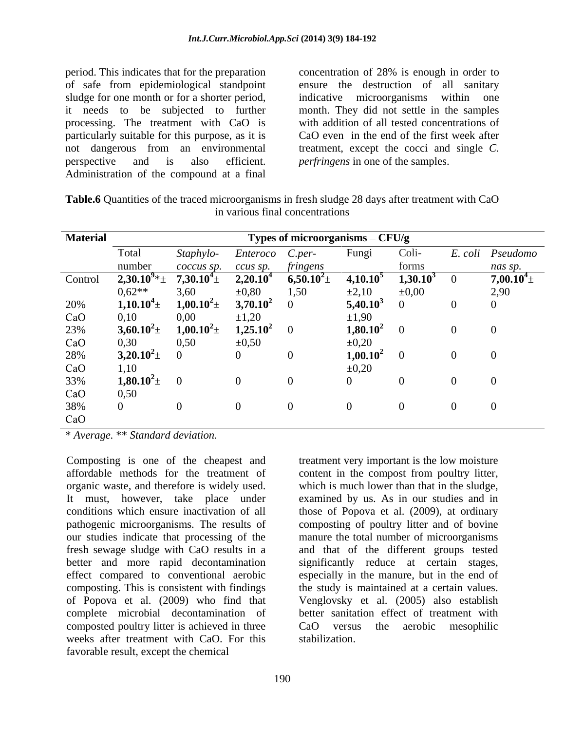period. This indicates that for the preparation of safe from epidemiological standpoint sludge for one month or for a shorter period, it needs to be subjected to further processing. The treatment with CaO is particularly suitable for this purpose, as it is not dangerous from an environmental perspective and is also efficient. Administration of the compound at a final concentration of 28% is enough in order to ensure the destruction of all sanitary indicative microorganisms within one month. They did not settle in the samples with addition of all tested concentrations of CaO even in the end of the first week after treatment, except the cocci and single *C. perfringens* in one of the samples.

**Table.6** Quantities of the traced microorganisms in fresh sludge 28 days after treatment with CaO in various final concentrations

| Material | Types of microorganisms – CFU/g | | | | | | | |
|---|---|---|---|---|---|---|---|---|
| | Total number | *Staphylococcus sp.* | *Enterococcus sp.* | *C.perfringens* | Fungi | Coliforms | *E. coli* | *Pseudomonas sp.* |
| Control | **$2,30.10^9$***± 0,62** | **$7,30.10^4$**± 3,60 | **$2,20.10^4$** ±0,80 | **$6,50.10^2$**± 1,50 | **$4,10.10^5$** ±2,10 | **$1,30.10^3$** ±0,00 | 0 | **$7,00.10^4$**± 2,90 |
| 20% CaO | **$1,10.10^4$**± 0,10 | **$1,00.10^2$**± 0,00 | **$3,70.10^2$** ±1,20 | 0 | **$5,40.10^3$** ±1,90 | 0 | 0 | 0 |
| 23% CaO | **$3,60.10^2$**± 0,30 | **$1,00.10^2$**± 0,50 | **$1,25.10^2$** ±0,50 | 0 | **$1,80.10^2$** ±0,20 | 0 | 0 | 0 |
| 28% CaO | **$3,20.10^2$**± 1,10 | 0 | 0 | 0 | **$1,00.10^2$** ±0,20 | 0 | 0 | 0 |
| 33% CaO | **$1,80.10^2$**± 0,50 | 0 | 0 | 0 | 0 | 0 | 0 | 0 |
| 38% CaO | 0 | 0 | 0 | 0 | 0 | 0 | 0 | 0 |

\* *Average.* ** *Standard deviation.*

Composting is one of the cheapest and affordable methods for the treatment of organic waste, and therefore is widely used. It must, however, take place under conditions which ensure inactivation of all pathogenic microorganisms. The results of our studies indicate that processing of the fresh sewage sludge with CaO results in a better and more rapid decontamination effect compared to conventional aerobic composting. This is consistent with findings of Popova et al. (2009) who find that complete microbial decontamination of composted poultry litter is achieved in three weeks after treatment with CaO. For this favorable result, except the chemical treatment very important is the low moisture content in the compost from poultry litter, which is much lower than that in the sludge, examined by us. As in our studies and in those of Popova et al. (2009), at ordinary composting of poultry litter and of bovine manure the total number of microorganisms and that of the different groups tested significantly reduce at certain stages, especially in the manure, but in the end of the study is maintained at a certain values. Venglovsky et al. (2005) also establish better sanitation effect of treatment with CaO versus the aerobic mesophilic stabilization.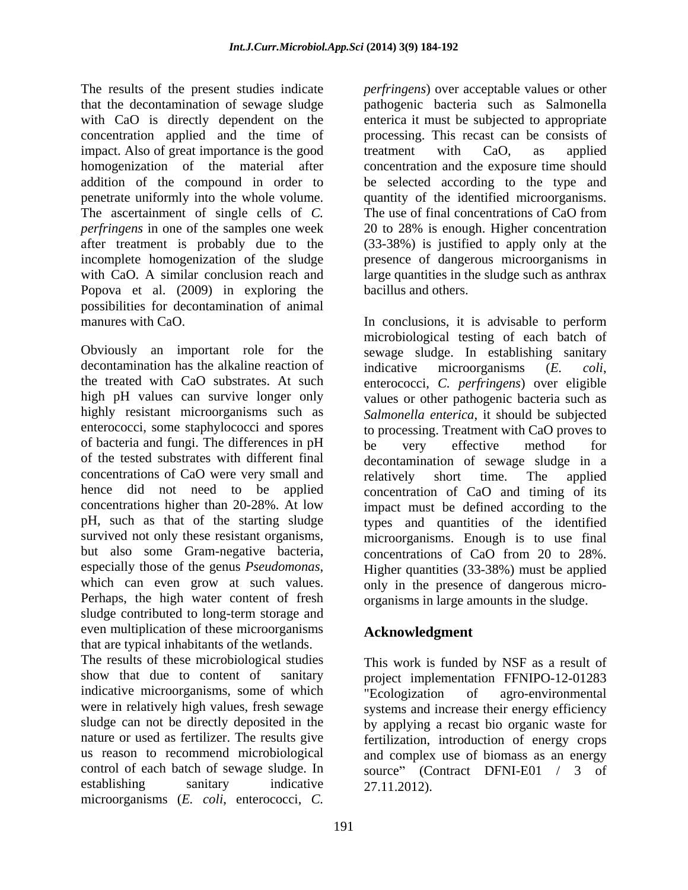The results of the present studies indicate that the decontamination of sewage sludge with CaO is directly dependent on the concentration applied and the time of impact. Also of great importance is the good homogenization of the material after addition of the compound in order to penetrate uniformly into the whole volume. The ascertainment of single cells of *C. perfringens* in one of the samples one week after treatment is probably due to the incomplete homogenization of the sludge with CaO. A similar conclusion reach and Popova et al. (2009) in exploring the possibilities for decontamination of animal manures with CaO.

Obviously an important role for the decontamination has the alkaline reaction of the treated with CaO substrates. At such high pH values can survive longer only highly resistant microorganisms such as enterococci, some staphylococci and spores of bacteria and fungi. The differences in pH of the tested substrates with different final concentrations of CaO were very small and hence did not need to be applied concentrations higher than 20-28%. At low pH, such as that of the starting sludge survived not only these resistant organisms, but also some Gram-negative bacteria, especially those of the genus *Pseudomonas*, which can even grow at such values. Perhaps, the high water content of fresh sludge contributed to long-term storage and even multiplication of these microorganisms that are typical inhabitants of the wetlands.

The results of these microbiological studies show that due to content of sanitary indicative microorganisms, some of which were in relatively high values, fresh sewage sludge can not be directly deposited in the nature or used as fertilizer. The results give us reason to recommend microbiological control of each batch of sewage sludge. In establishing sanitary indicative microorganisms (*E. coli*, enterococci, *C. perfringens*) over acceptable values or other pathogenic bacteria such as Salmonella enterica it must be subjected to appropriate processing. This recast can be consists of treatment with CaO, as applied concentration and the exposure time should be selected according to the type and quantity of the identified microorganisms. The use of final concentrations of CaO from 20 to 28% is enough. Higher concentration (33-38%) is justified to apply only at the presence of dangerous microorganisms in large quantities in the sludge such as anthrax bacillus and others.

In conclusions, it is advisable to perform microbiological testing of each batch of sewage sludge. In establishing sanitary indicative microorganisms (*E. coli*, enterococci, *C. perfringens*) over eligible values or other pathogenic bacteria such as *Salmonella enterica*, it should be subjected to processing. Treatment with CaO proves to be very effective method for decontamination of sewage sludge in a relatively short time. The applied concentration of CaO and timing of its impact must be defined according to the types and quantities of the identified microorganisms. Enough is to use final concentrations of CaO from 20 to 28%. Higher quantities (33-38%) must be applied only in the presence of dangerous micro-organisms in large amounts in the sludge.

## Acknowledgment

This work is funded by NSF as a result of project implementation FFNIPO-12-01283 "Ecologization of agro-environmental systems and increase their energy efficiency by applying a recast bio organic waste for fertilization, introduction of energy crops and complex use of biomass as an energy source" (Contract DFNI-E01 / 3 of 27.11.2012).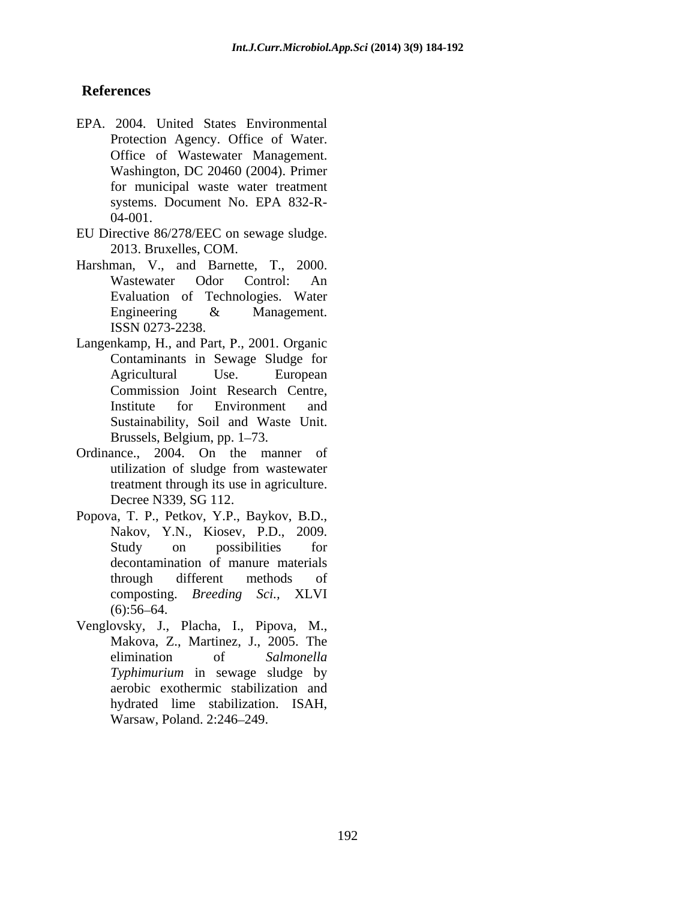## References

EPA. 2004. United States Environmental Protection Agency. Office of Water. Office of Wastewater Management. Washington, DC 20460 (2004). Primer for municipal waste water treatment systems. Document No. EPA 832-R-04-001.

EU Directive 86/278/EEC on sewage sludge. 2013. Bruxelles, COM.

Harshman, V., and Barnette, T., 2000. Wastewater Odor Control: An Evaluation of Technologies. Water Engineering & Management. ISSN 0273-2238.

Langenkamp, H., and Part, P., 2001. Organic Contaminants in Sewage Sludge for Agricultural Use. European Commission Joint Research Centre, Institute for Environment and Sustainability, Soil and Waste Unit. Brussels, Belgium, pp. 1–73.

Ordinance., 2004. On the manner of utilization of sludge from wastewater treatment through its use in agriculture. Decree N339, SG 112.

Popova, T. P., Petkov, Y.P., Baykov, B.D., Nakov, Y.N., Kiosev, P.D., 2009. Study on possibilities for decontamination of manure materials through different methods of composting. *Breeding Sci.,* XLVI (6):56–64.

Venglovsky, J., Placha, I., Pipova, M., Makova, Z., Martinez, J., 2005. The elimination of *Salmonella Typhimurium* in sewage sludge by aerobic exothermic stabilization and hydrated lime stabilization. ISAH, Warsaw, Poland. 2:246–249.